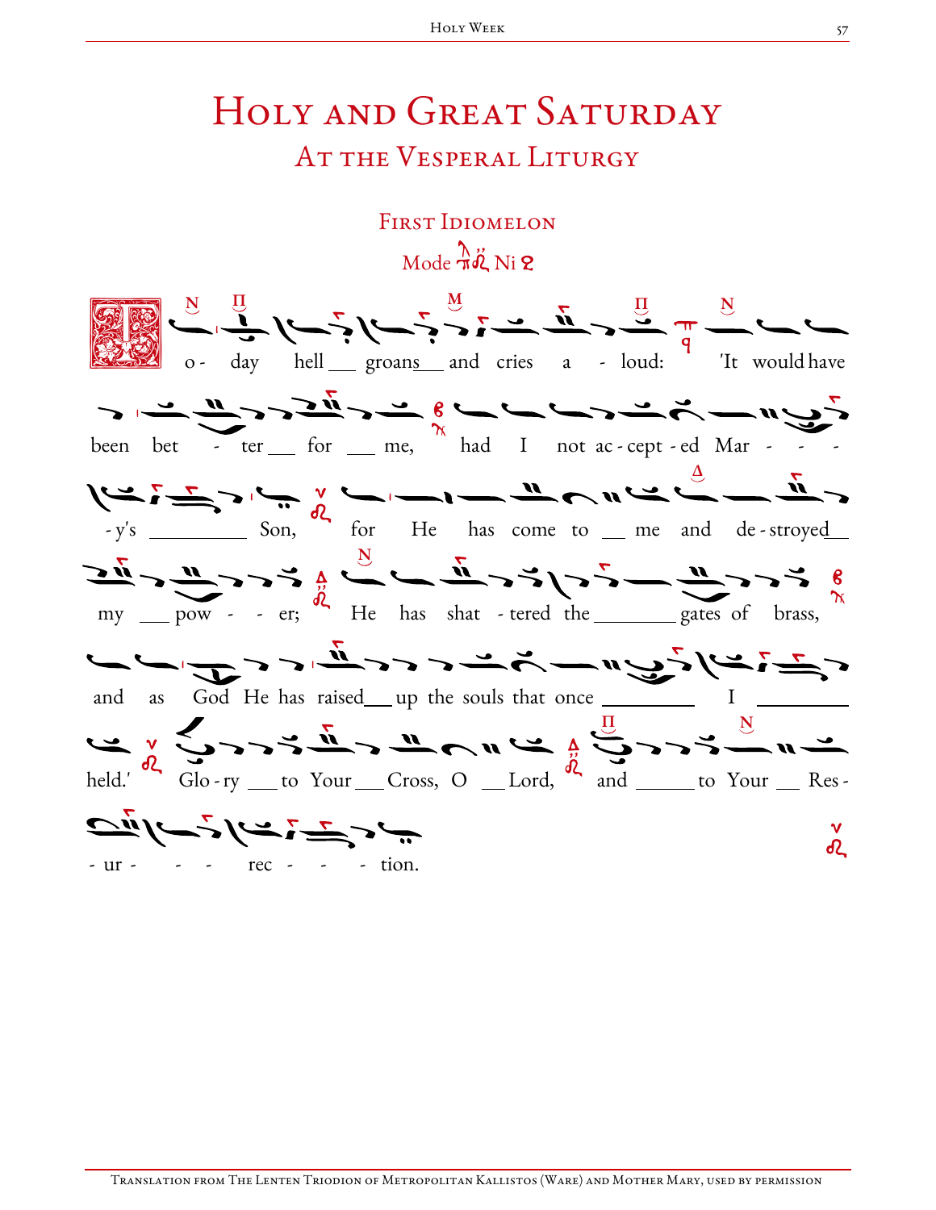# Holy and Great Saturday

## At the Vesperal Liturgy

### First Idiomelon

Mode Pl. 1 Ni

Today hell groans and cries aloud: 'It would have been better for me, had I not accepted Mary's Son, for He has come to me and destroyed my power; He has shattered the gates of brass, and as God He has raised up the souls that once I held.' Glory to Your Cross, O Lord, and to Your Resurrection.

Translation from The Lenten Triodion of Metropolitan Kallistos (Ware) and Mother Mary, used by permission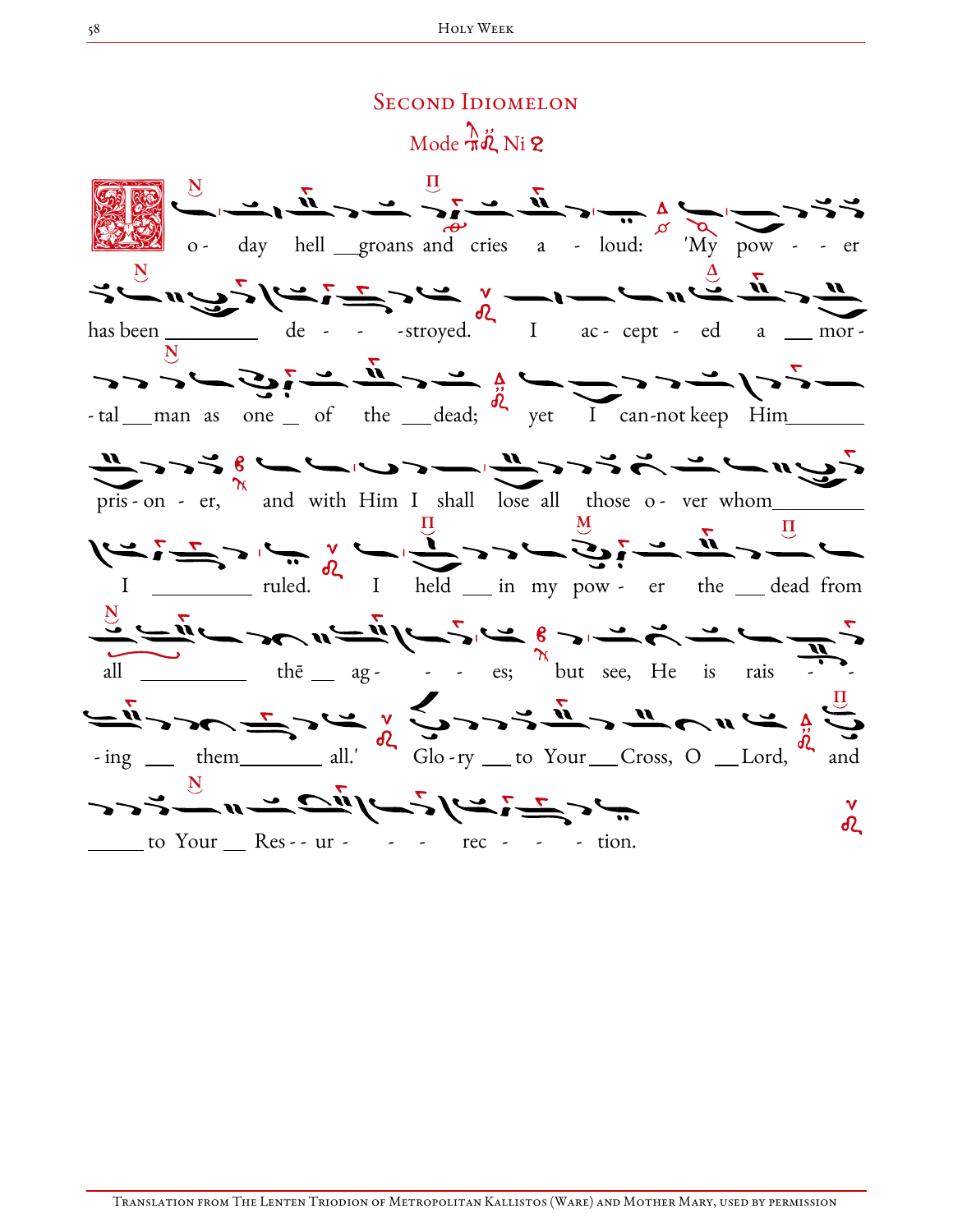# Second Idiomelon

Mode Ni

To - day hell groans and cries a - loud: 'My pow - - er has been de - - - -stroyed. I ac - cept - ed a mor - - tal man as one of the dead; yet I can-not keep Him pris - on - er, and with Him I shall lose all those o - ver whom I ruled. I held in my pow - er the dead from all thē ag - - - es; but see, He is rais - - - ing them all.' Glo - ry to Your Cross, O Lord, and to Your Res - - ur - - - rec - - - tion.

Translation from The Lenten Triodion of Metropolitan Kallistos (Ware) and Mother Mary, used by permission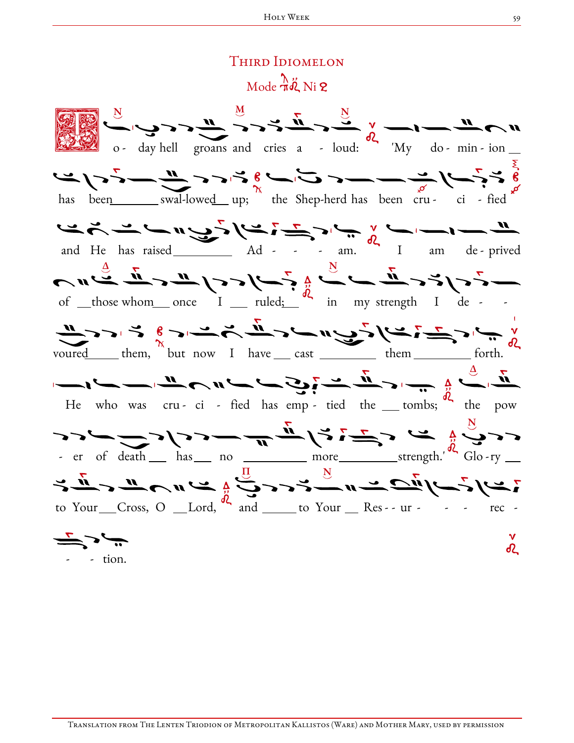## Third Idiomelon

Mode Ni

Today hell groans and cries aloud: 'My dominion has been swallowed up; the Shepherd has been crucified and He has raised Adam. I am deprived of those whom once I ruled; in my strength I devoured them, but now I have cast them forth. He who was crucified has emptied the tombs; the power of death has no more strength.' Glory to Your Cross, O Lord, and to Your Resurrection.

Translation from The Lenten Triodion of Metropolitan Kallistos (Ware) and Mother Mary, used by permission